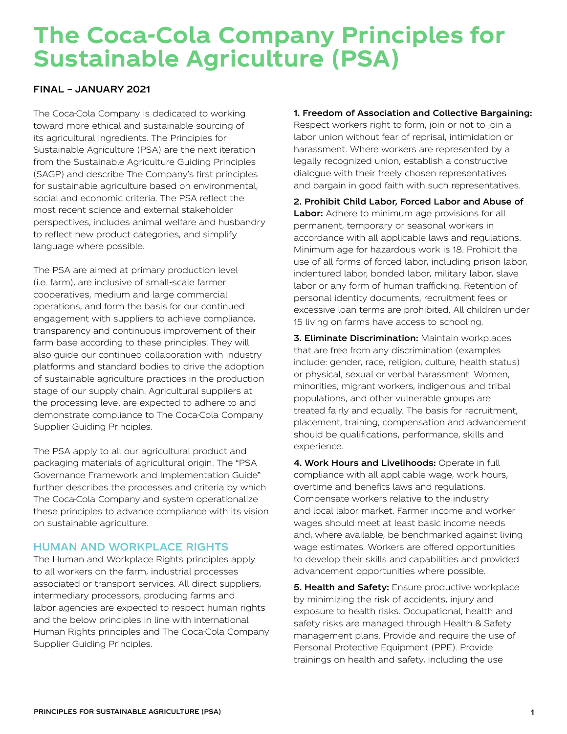# The Coca-Cola Company Principles for Sustainable Agriculture (PSA)

**FINAL – JANUARY 2021**

The Coca-Cola Company is dedicated to working toward more ethical and sustainable sourcing of its agricultural ingredients. The Principles for Sustainable Agriculture (PSA) are the next iteration from the Sustainable Agriculture Guiding Principles (SAGP) and describe The Company's first principles for sustainable agriculture based on environmental, social and economic criteria. The PSA reflect the most recent science and external stakeholder perspectives, includes animal welfare and husbandry to reflect new product categories, and simplify language where possible.

The PSA are aimed at primary production level (i.e. farm), are inclusive of small-scale farmer cooperatives, medium and large commercial operations, and form the basis for our continued engagement with suppliers to achieve compliance, transparency and continuous improvement of their farm base according to these principles. They will also guide our continued collaboration with industry platforms and standard bodies to drive the adoption of sustainable agriculture practices in the production stage of our supply chain. Agricultural suppliers at the processing level are expected to adhere to and demonstrate compliance to The Coca-Cola Company Supplier Guiding Principles.

The PSA apply to all our agricultural product and packaging materials of agricultural origin. The "PSA Governance Framework and Implementation Guide" further describes the processes and criteria by which The Coca-Cola Company and system operationalize these principles to advance compliance with its vision on sustainable agriculture.

## HUMAN AND WORKPLACE RIGHTS

The Human and Workplace Rights principles apply to all workers on the farm, industrial processes associated or transport services. All direct suppliers, intermediary processors, producing farms and labor agencies are expected to respect human rights and the below principles in line with international Human Rights principles and The Coca-Cola Company Supplier Guiding Principles.

**1. Freedom of Association and Collective Bargaining:** Respect workers right to form, join or not to join a labor union without fear of reprisal, intimidation or harassment. Where workers are represented by a legally recognized union, establish a constructive dialogue with their freely chosen representatives and bargain in good faith with such representatives.

**2. Prohibit Child Labor, Forced Labor and Abuse of Labor:** Adhere to minimum age provisions for all permanent, temporary or seasonal workers in accordance with all applicable laws and regulations. Minimum age for hazardous work is 18. Prohibit the use of all forms of forced labor, including prison labor, indentured labor, bonded labor, military labor, slave labor or any form of human trafficking. Retention of personal identity documents, recruitment fees or excessive loan terms are prohibited. All children under 15 living on farms have access to schooling.

**3. Eliminate Discrimination:** Maintain workplaces that are free from any discrimination (examples include: gender, race, religion, culture, health status) or physical, sexual or verbal harassment. Women, minorities, migrant workers, indigenous and tribal populations, and other vulnerable groups are treated fairly and equally. The basis for recruitment, placement, training, compensation and advancement should be qualifications, performance, skills and experience.

**4. Work Hours and Livelihoods:** Operate in full compliance with all applicable wage, work hours, overtime and benefits laws and regulations. Compensate workers relative to the industry and local labor market. Farmer income and worker wages should meet at least basic income needs and, where available, be benchmarked against living wage estimates. Workers are offered opportunities to develop their skills and capabilities and provided advancement opportunities where possible.

**5. Health and Safety:** Ensure productive workplace by minimizing the risk of accidents, injury and exposure to health risks. Occupational, health and safety risks are managed through Health & Safety management plans. Provide and require the use of Personal Protective Equipment (PPE). Provide trainings on health and safety, including the use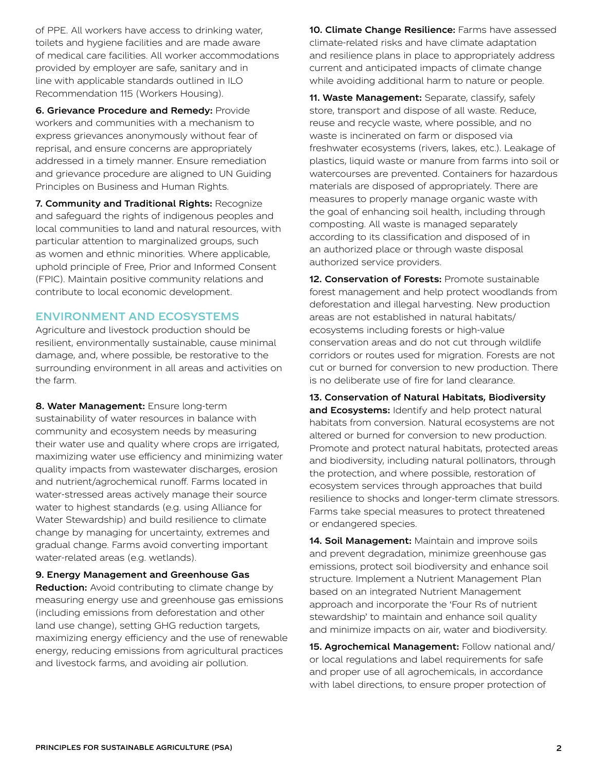of PPE. All workers have access to drinking water, toilets and hygiene facilities and are made aware of medical care facilities. All worker accommodations provided by employer are safe, sanitary and in line with applicable standards outlined in ILO Recommendation 115 (Workers Housing).

**6. Grievance Procedure and Remedy:** Provide workers and communities with a mechanism to express grievances anonymously without fear of reprisal, and ensure concerns are appropriately addressed in a timely manner. Ensure remediation and grievance procedure are aligned to UN Guiding Principles on Business and Human Rights.

**7. Community and Traditional Rights:** Recognize and safeguard the rights of indigenous peoples and local communities to land and natural resources, with particular attention to marginalized groups, such as women and ethnic minorities. Where applicable, uphold principle of Free, Prior and Informed Consent (FPIC). Maintain positive community relations and contribute to local economic development.

## ENVIRONMENT AND ECOSYSTEMS

Agriculture and livestock production should be resilient, environmentally sustainable, cause minimal damage, and, where possible, be restorative to the surrounding environment in all areas and activities on the farm.

**8. Water Management:** Ensure long-term sustainability of water resources in balance with community and ecosystem needs by measuring their water use and quality where crops are irrigated, maximizing water use efficiency and minimizing water quality impacts from wastewater discharges, erosion and nutrient/agrochemical runoff. Farms located in water-stressed areas actively manage their source water to highest standards (e.g. using Alliance for Water Stewardship) and build resilience to climate change by managing for uncertainty, extremes and gradual change. Farms avoid converting important water-related areas (e.g. wetlands).

**9. Energy Management and Greenhouse Gas Reduction:** Avoid contributing to climate change by measuring energy use and greenhouse gas emissions (including emissions from deforestation and other land use change), setting GHG reduction targets, maximizing energy efficiency and the use of renewable energy, reducing emissions from agricultural practices and livestock farms, and avoiding air pollution.

**10. Climate Change Resilience:** Farms have assessed climate-related risks and have climate adaptation and resilience plans in place to appropriately address current and anticipated impacts of climate change while avoiding additional harm to nature or people.

**11. Waste Management:** Separate, classify, safely store, transport and dispose of all waste. Reduce, reuse and recycle waste, where possible, and no waste is incinerated on farm or disposed via freshwater ecosystems (rivers, lakes, etc.). Leakage of plastics, liquid waste or manure from farms into soil or watercourses are prevented. Containers for hazardous materials are disposed of appropriately. There are measures to properly manage organic waste with the goal of enhancing soil health, including through composting. All waste is managed separately according to its classification and disposed of in an authorized place or through waste disposal authorized service providers.

**12. Conservation of Forests:** Promote sustainable forest management and help protect woodlands from deforestation and illegal harvesting. New production areas are not established in natural habitats/ ecosystems including forests or high-value conservation areas and do not cut through wildlife corridors or routes used for migration. Forests are not cut or burned for conversion to new production. There is no deliberate use of fire for land clearance.

**13. Conservation of Natural Habitats, Biodiversity and Ecosystems:** Identify and help protect natural habitats from conversion. Natural ecosystems are not altered or burned for conversion to new production. Promote and protect natural habitats, protected areas and biodiversity, including natural pollinators, through the protection, and where possible, restoration of ecosystem services through approaches that build resilience to shocks and longer-term climate stressors. Farms take special measures to protect threatened or endangered species.

**14. Soil Management:** Maintain and improve soils and prevent degradation, minimize greenhouse gas emissions, protect soil biodiversity and enhance soil structure. Implement a Nutrient Management Plan based on an integrated Nutrient Management approach and incorporate the 'Four Rs of nutrient stewardship' to maintain and enhance soil quality and minimize impacts on air, water and biodiversity.

**15. Agrochemical Management:** Follow national and/ or local regulations and label requirements for safe and proper use of all agrochemicals, in accordance with label directions, to ensure proper protection of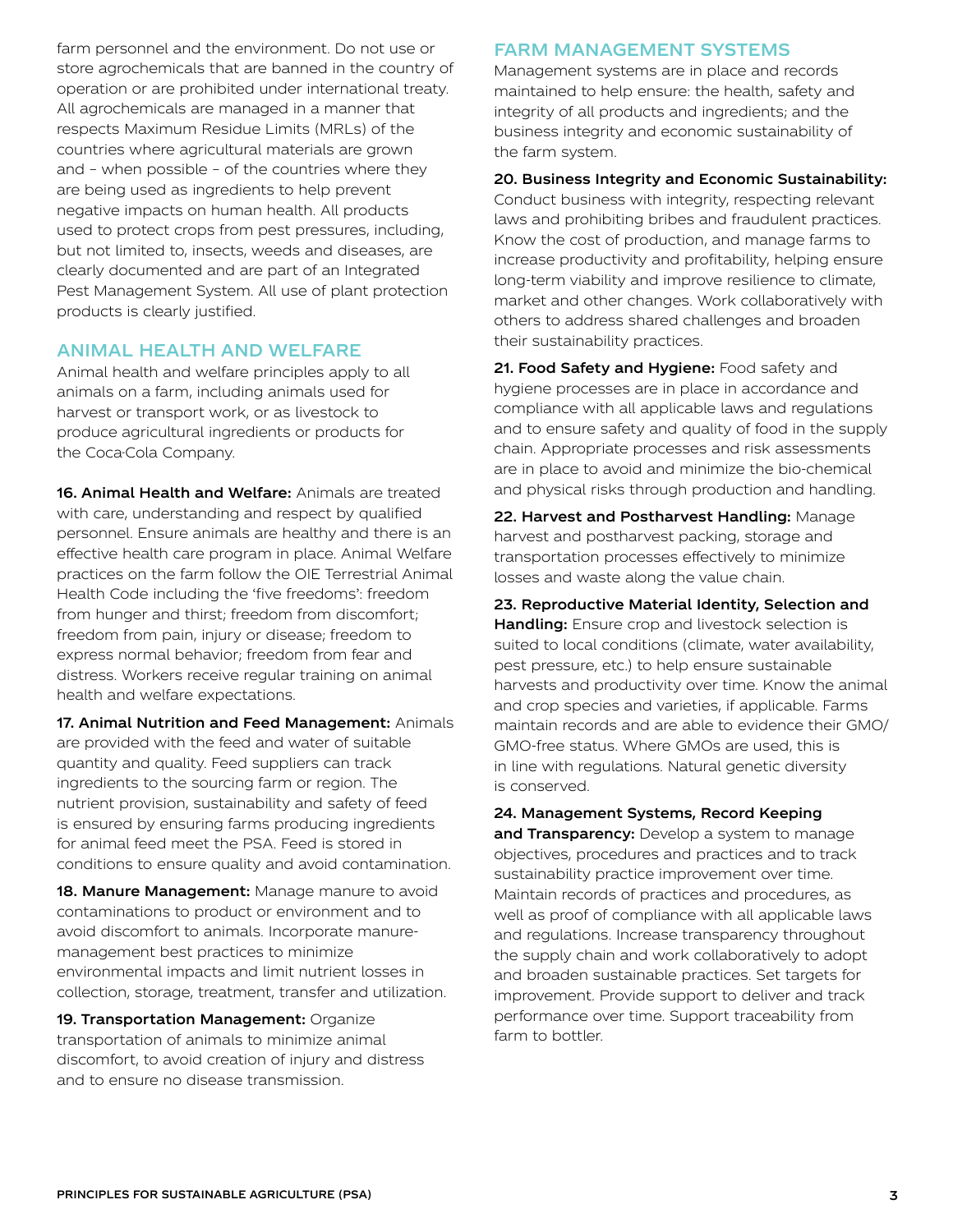farm personnel and the environment. Do not use or store agrochemicals that are banned in the country of operation or are prohibited under international treaty. All agrochemicals are managed in a manner that respects Maximum Residue Limits (MRLs) of the countries where agricultural materials are grown and – when possible – of the countries where they are being used as ingredients to help prevent negative impacts on human health. All products used to protect crops from pest pressures, including, but not limited to, insects, weeds and diseases, are clearly documented and are part of an Integrated Pest Management System. All use of plant protection products is clearly justified.

## ANIMAL HEALTH AND WELFARE

Animal health and welfare principles apply to all animals on a farm, including animals used for harvest or transport work, or as livestock to produce agricultural ingredients or products for the Coca-Cola Company.

**16. Animal Health and Welfare:** Animals are treated with care, understanding and respect by qualified personnel. Ensure animals are healthy and there is an effective health care program in place. Animal Welfare practices on the farm follow the OIE Terrestrial Animal Health Code including the 'five freedoms': freedom from hunger and thirst; freedom from discomfort; freedom from pain, injury or disease; freedom to express normal behavior; freedom from fear and distress. Workers receive regular training on animal health and welfare expectations.

**17. Animal Nutrition and Feed Management:** Animals are provided with the feed and water of suitable quantity and quality. Feed suppliers can track ingredients to the sourcing farm or region. The nutrient provision, sustainability and safety of feed is ensured by ensuring farms producing ingredients for animal feed meet the PSA. Feed is stored in conditions to ensure quality and avoid contamination.

**18. Manure Management:** Manage manure to avoid contaminations to product or environment and to avoid discomfort to animals. Incorporate manure-management best practices to minimize environmental impacts and limit nutrient losses in collection, storage, treatment, transfer and utilization.

**19. Transportation Management:** Organize transportation of animals to minimize animal discomfort, to avoid creation of injury and distress and to ensure no disease transmission.

## FARM MANAGEMENT SYSTEMS

Management systems are in place and records maintained to help ensure: the health, safety and integrity of all products and ingredients; and the business integrity and economic sustainability of the farm system.

**20. Business Integrity and Economic Sustainability:** Conduct business with integrity, respecting relevant laws and prohibiting bribes and fraudulent practices. Know the cost of production, and manage farms to increase productivity and profitability, helping ensure long-term viability and improve resilience to climate, market and other changes. Work collaboratively with others to address shared challenges and broaden their sustainability practices.

**21. Food Safety and Hygiene:** Food safety and hygiene processes are in place in accordance and compliance with all applicable laws and regulations and to ensure safety and quality of food in the supply chain. Appropriate processes and risk assessments are in place to avoid and minimize the bio-chemical and physical risks through production and handling.

**22. Harvest and Postharvest Handling:** Manage harvest and postharvest packing, storage and transportation processes effectively to minimize losses and waste along the value chain.

**23. Reproductive Material Identity, Selection and Handling:** Ensure crop and livestock selection is suited to local conditions (climate, water availability, pest pressure, etc.) to help ensure sustainable harvests and productivity over time. Know the animal and crop species and varieties, if applicable. Farms maintain records and are able to evidence their GMO/GMO-free status. Where GMOs are used, this is in line with regulations. Natural genetic diversity is conserved.

**24. Management Systems, Record Keeping and Transparency:** Develop a system to manage objectives, procedures and practices and to track sustainability practice improvement over time. Maintain records of practices and procedures, as well as proof of compliance with all applicable laws and regulations. Increase transparency throughout the supply chain and work collaboratively to adopt and broaden sustainable practices. Set targets for improvement. Provide support to deliver and track performance over time. Support traceability from farm to bottler.